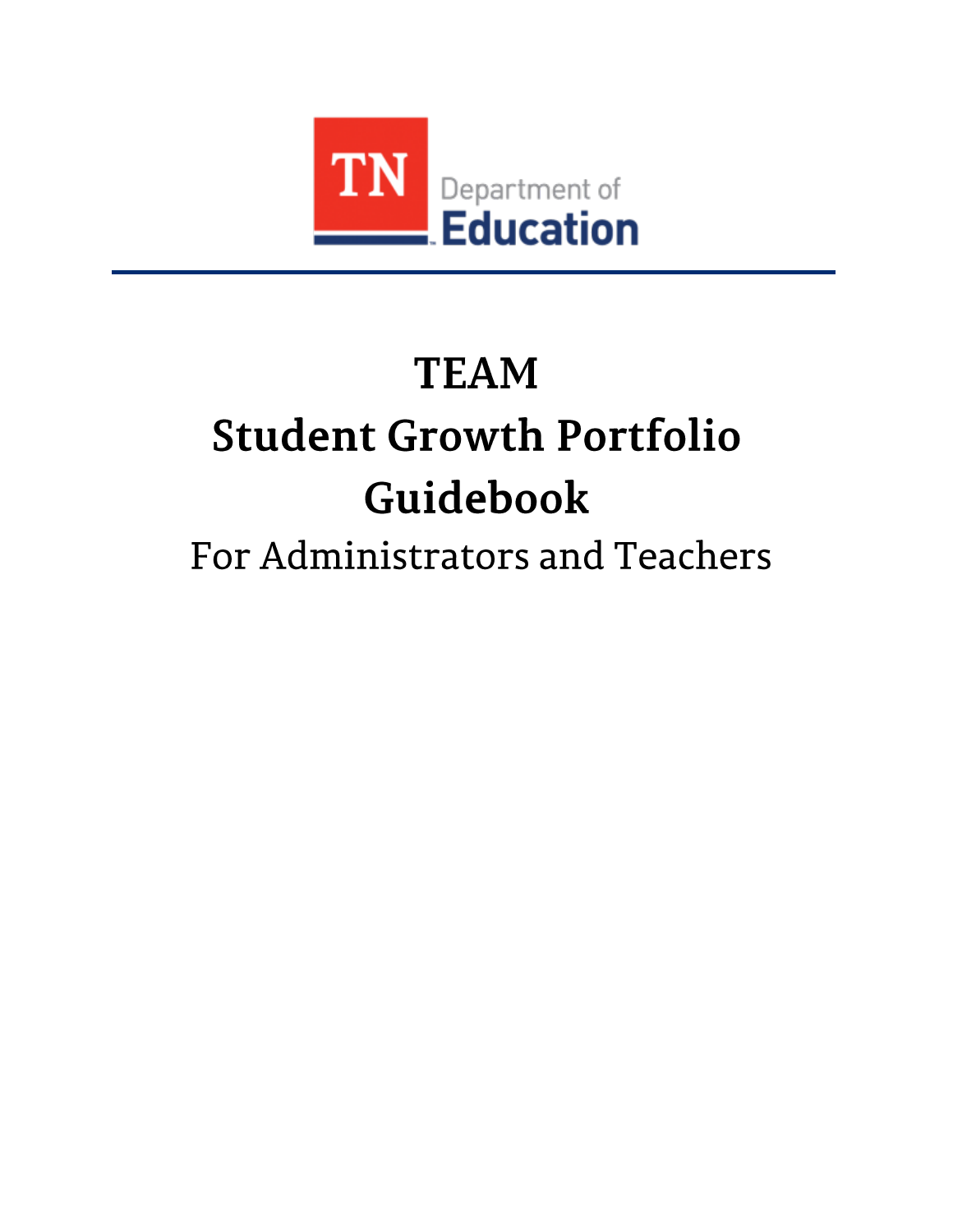TN Department of Education

# TEAM
# Student Growth Portfolio Guidebook

For Administrators and Teachers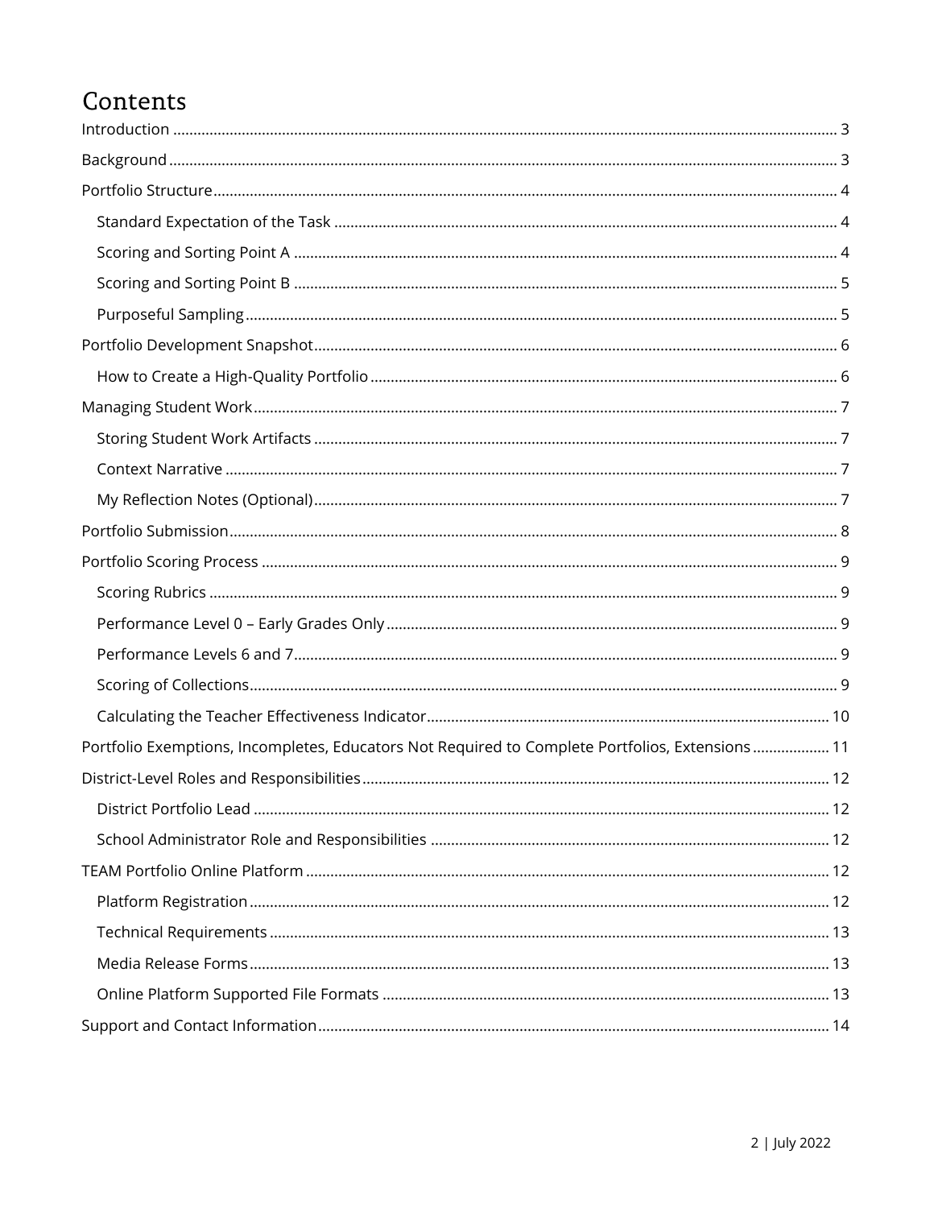# Contents

- Introduction ..... 3
- Background ..... 3
- Portfolio Structure ..... 4
  - Standard Expectation of the Task ..... 4
  - Scoring and Sorting Point A ..... 4
  - Scoring and Sorting Point B ..... 5
  - Purposeful Sampling ..... 5
- Portfolio Development Snapshot ..... 6
  - How to Create a High-Quality Portfolio ..... 6
- Managing Student Work ..... 7
  - Storing Student Work Artifacts ..... 7
  - Context Narrative ..... 7
  - My Reflection Notes (Optional) ..... 7
- Portfolio Submission ..... 8
- Portfolio Scoring Process ..... 9
  - Scoring Rubrics ..... 9
  - Performance Level 0 – Early Grades Only ..... 9
  - Performance Levels 6 and 7 ..... 9
  - Scoring of Collections ..... 9
  - Calculating the Teacher Effectiveness Indicator ..... 10
- Portfolio Exemptions, Incompletes, Educators Not Required to Complete Portfolios, Extensions ..... 11
- District-Level Roles and Responsibilities ..... 12
  - District Portfolio Lead ..... 12
  - School Administrator Role and Responsibilities ..... 12
- TEAM Portfolio Online Platform ..... 12
  - Platform Registration ..... 12
  - Technical Requirements ..... 13
  - Media Release Forms ..... 13
  - Online Platform Supported File Formats ..... 13
- Support and Contact Information ..... 14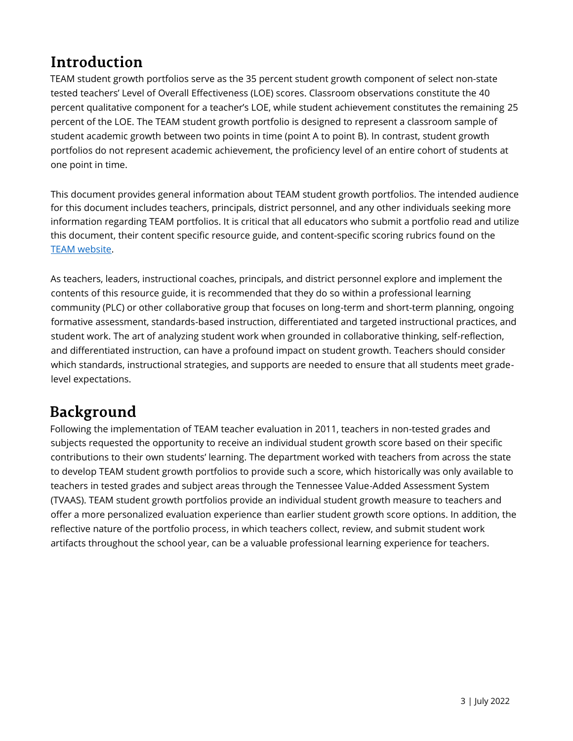# Introduction

TEAM student growth portfolios serve as the 35 percent student growth component of select non-state tested teachers' Level of Overall Effectiveness (LOE) scores. Classroom observations constitute the 40 percent qualitative component for a teacher's LOE, while student achievement constitutes the remaining 25 percent of the LOE. The TEAM student growth portfolio is designed to represent a classroom sample of student academic growth between two points in time (point A to point B). In contrast, student growth portfolios do not represent academic achievement, the proficiency level of an entire cohort of students at one point in time.

This document provides general information about TEAM student growth portfolios. The intended audience for this document includes teachers, principals, district personnel, and any other individuals seeking more information regarding TEAM portfolios. It is critical that all educators who submit a portfolio read and utilize this document, their content specific resource guide, and content-specific scoring rubrics found on the [TEAM website](#).

As teachers, leaders, instructional coaches, principals, and district personnel explore and implement the contents of this resource guide, it is recommended that they do so within a professional learning community (PLC) or other collaborative group that focuses on long-term and short-term planning, ongoing formative assessment, standards-based instruction, differentiated and targeted instructional practices, and student work. The art of analyzing student work when grounded in collaborative thinking, self-reflection, and differentiated instruction, can have a profound impact on student growth. Teachers should consider which standards, instructional strategies, and supports are needed to ensure that all students meet grade-level expectations.

# Background

Following the implementation of TEAM teacher evaluation in 2011, teachers in non-tested grades and subjects requested the opportunity to receive an individual student growth score based on their specific contributions to their own students' learning. The department worked with teachers from across the state to develop TEAM student growth portfolios to provide such a score, which historically was only available to teachers in tested grades and subject areas through the Tennessee Value-Added Assessment System (TVAAS). TEAM student growth portfolios provide an individual student growth measure to teachers and offer a more personalized evaluation experience than earlier student growth score options. In addition, the reflective nature of the portfolio process, in which teachers collect, review, and submit student work artifacts throughout the school year, can be a valuable professional learning experience for teachers.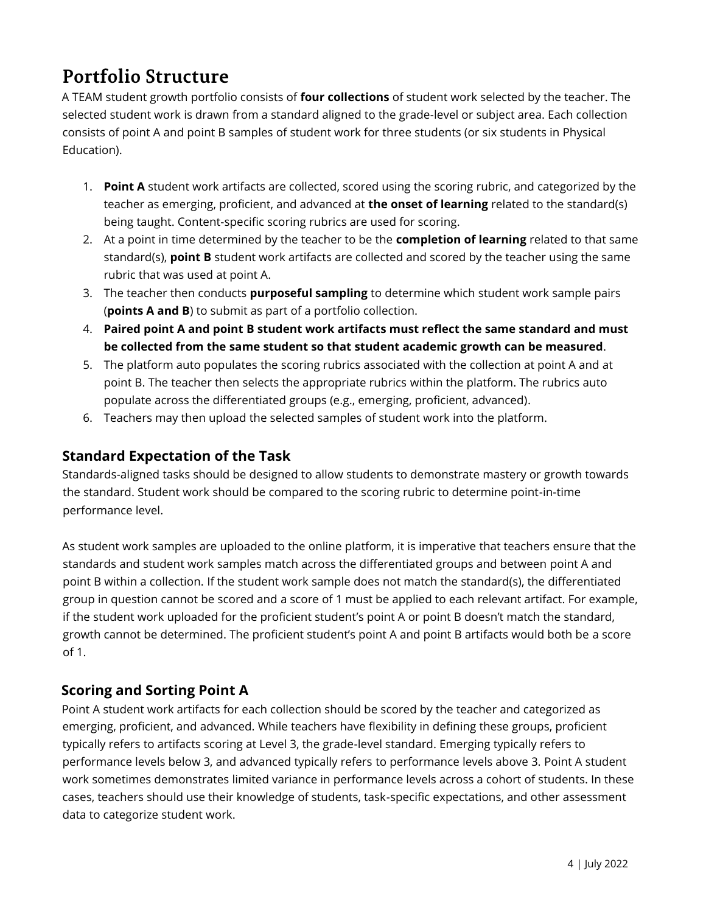# Portfolio Structure

A TEAM student growth portfolio consists of **four collections** of student work selected by the teacher. The selected student work is drawn from a standard aligned to the grade-level or subject area. Each collection consists of point A and point B samples of student work for three students (or six students in Physical Education).

1. **Point A** student work artifacts are collected, scored using the scoring rubric, and categorized by the teacher as emerging, proficient, and advanced at **the onset of learning** related to the standard(s) being taught. Content-specific scoring rubrics are used for scoring.
2. At a point in time determined by the teacher to be the **completion of learning** related to that same standard(s), **point B** student work artifacts are collected and scored by the teacher using the same rubric that was used at point A.
3. The teacher then conducts **purposeful sampling** to determine which student work sample pairs (**points A and B**) to submit as part of a portfolio collection.
4. **Paired point A and point B student work artifacts must reflect the same standard and must be collected from the same student so that student academic growth can be measured**.
5. The platform auto populates the scoring rubrics associated with the collection at point A and at point B. The teacher then selects the appropriate rubrics within the platform. The rubrics auto populate across the differentiated groups (e.g., emerging, proficient, advanced).
6. Teachers may then upload the selected samples of student work into the platform.

## Standard Expectation of the Task

Standards-aligned tasks should be designed to allow students to demonstrate mastery or growth towards the standard. Student work should be compared to the scoring rubric to determine point-in-time performance level.

As student work samples are uploaded to the online platform, it is imperative that teachers ensure that the standards and student work samples match across the differentiated groups and between point A and point B within a collection. If the student work sample does not match the standard(s), the differentiated group in question cannot be scored and a score of 1 must be applied to each relevant artifact. For example, if the student work uploaded for the proficient student's point A or point B doesn't match the standard, growth cannot be determined. The proficient student's point A and point B artifacts would both be a score of 1.

## Scoring and Sorting Point A

Point A student work artifacts for each collection should be scored by the teacher and categorized as emerging, proficient, and advanced. While teachers have flexibility in defining these groups, proficient typically refers to artifacts scoring at Level 3, the grade-level standard. Emerging typically refers to performance levels below 3, and advanced typically refers to performance levels above 3. Point A student work sometimes demonstrates limited variance in performance levels across a cohort of students. In these cases, teachers should use their knowledge of students, task-specific expectations, and other assessment data to categorize student work.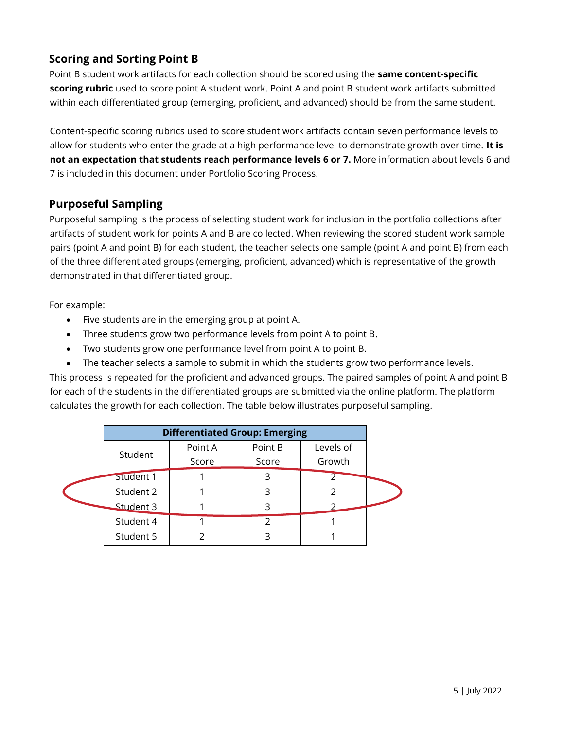## Scoring and Sorting Point B

Point B student work artifacts for each collection should be scored using the **same content-specific scoring rubric** used to score point A student work. Point A and point B student work artifacts submitted within each differentiated group (emerging, proficient, and advanced) should be from the same student.

Content-specific scoring rubrics used to score student work artifacts contain seven performance levels to allow for students who enter the grade at a high performance level to demonstrate growth over time. **It is not an expectation that students reach performance levels 6 or 7.** More information about levels 6 and 7 is included in this document under Portfolio Scoring Process.

## Purposeful Sampling

Purposeful sampling is the process of selecting student work for inclusion in the portfolio collections after artifacts of student work for points A and B are collected. When reviewing the scored student work sample pairs (point A and point B) for each student, the teacher selects one sample (point A and point B) from each of the three differentiated groups (emerging, proficient, advanced) which is representative of the growth demonstrated in that differentiated group.

For example:

- Five students are in the emerging group at point A.
- Three students grow two performance levels from point A to point B.
- Two students grow one performance level from point A to point B.
- The teacher selects a sample to submit in which the students grow two performance levels.

This process is repeated for the proficient and advanced groups. The paired samples of point A and point B for each of the students in the differentiated groups are submitted via the online platform. The platform calculates the growth for each collection. The table below illustrates purposeful sampling.

| Differentiated Group: Emerging | | | |
|---|---|---|---|
| Student | Point A Score | Point B Score | Levels of Growth |
| Student 1 | 1 | 3 | 2 |
| Student 2 | 1 | 3 | 2 |
| Student 3 | 1 | 3 | 2 |
| Student 4 | 1 | 2 | 1 |
| Student 5 | 2 | 3 | 1 |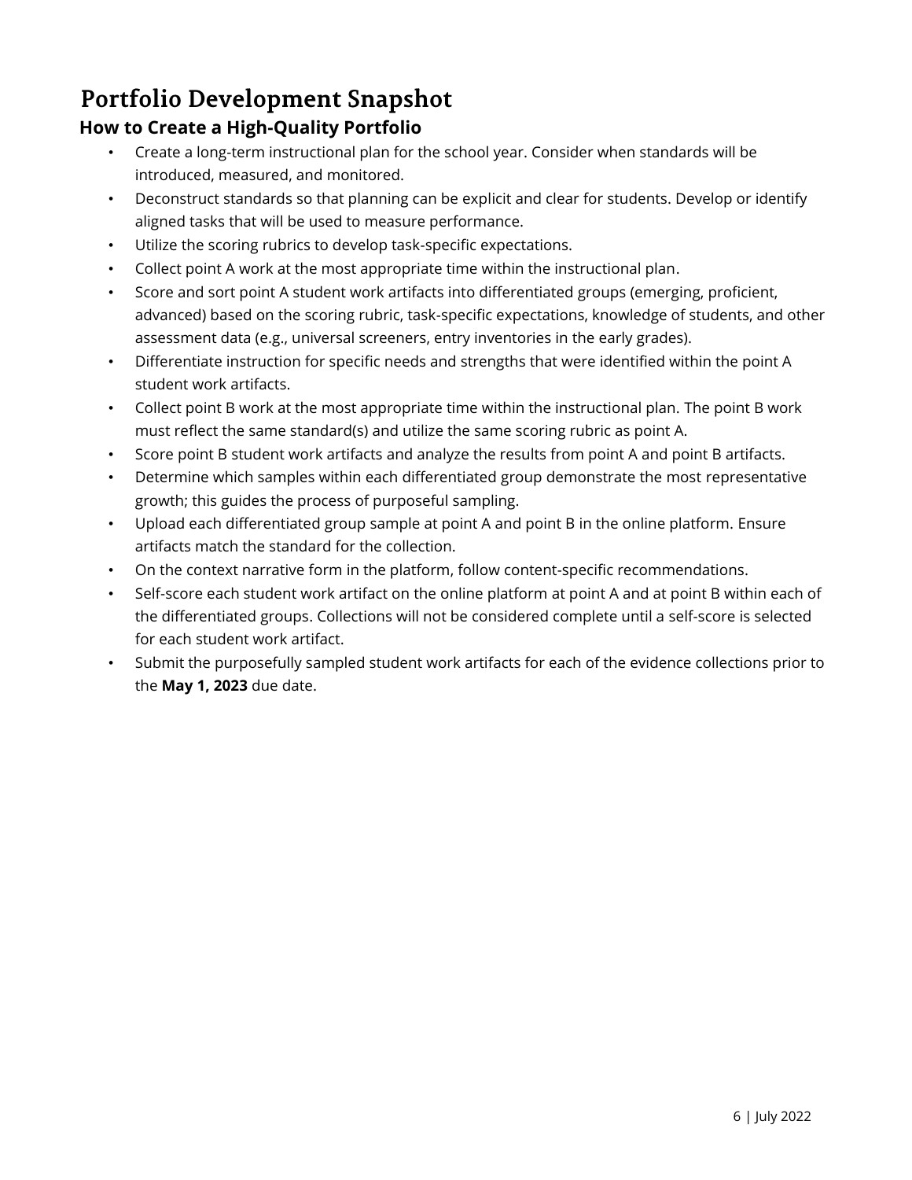# Portfolio Development Snapshot

## How to Create a High-Quality Portfolio

- Create a long-term instructional plan for the school year. Consider when standards will be introduced, measured, and monitored.
- Deconstruct standards so that planning can be explicit and clear for students. Develop or identify aligned tasks that will be used to measure performance.
- Utilize the scoring rubrics to develop task-specific expectations.
- Collect point A work at the most appropriate time within the instructional plan.
- Score and sort point A student work artifacts into differentiated groups (emerging, proficient, advanced) based on the scoring rubric, task-specific expectations, knowledge of students, and other assessment data (e.g., universal screeners, entry inventories in the early grades).
- Differentiate instruction for specific needs and strengths that were identified within the point A student work artifacts.
- Collect point B work at the most appropriate time within the instructional plan. The point B work must reflect the same standard(s) and utilize the same scoring rubric as point A.
- Score point B student work artifacts and analyze the results from point A and point B artifacts.
- Determine which samples within each differentiated group demonstrate the most representative growth; this guides the process of purposeful sampling.
- Upload each differentiated group sample at point A and point B in the online platform. Ensure artifacts match the standard for the collection.
- On the context narrative form in the platform, follow content-specific recommendations.
- Self-score each student work artifact on the online platform at point A and at point B within each of the differentiated groups. Collections will not be considered complete until a self-score is selected for each student work artifact.
- Submit the purposefully sampled student work artifacts for each of the evidence collections prior to the **May 1, 2023** due date.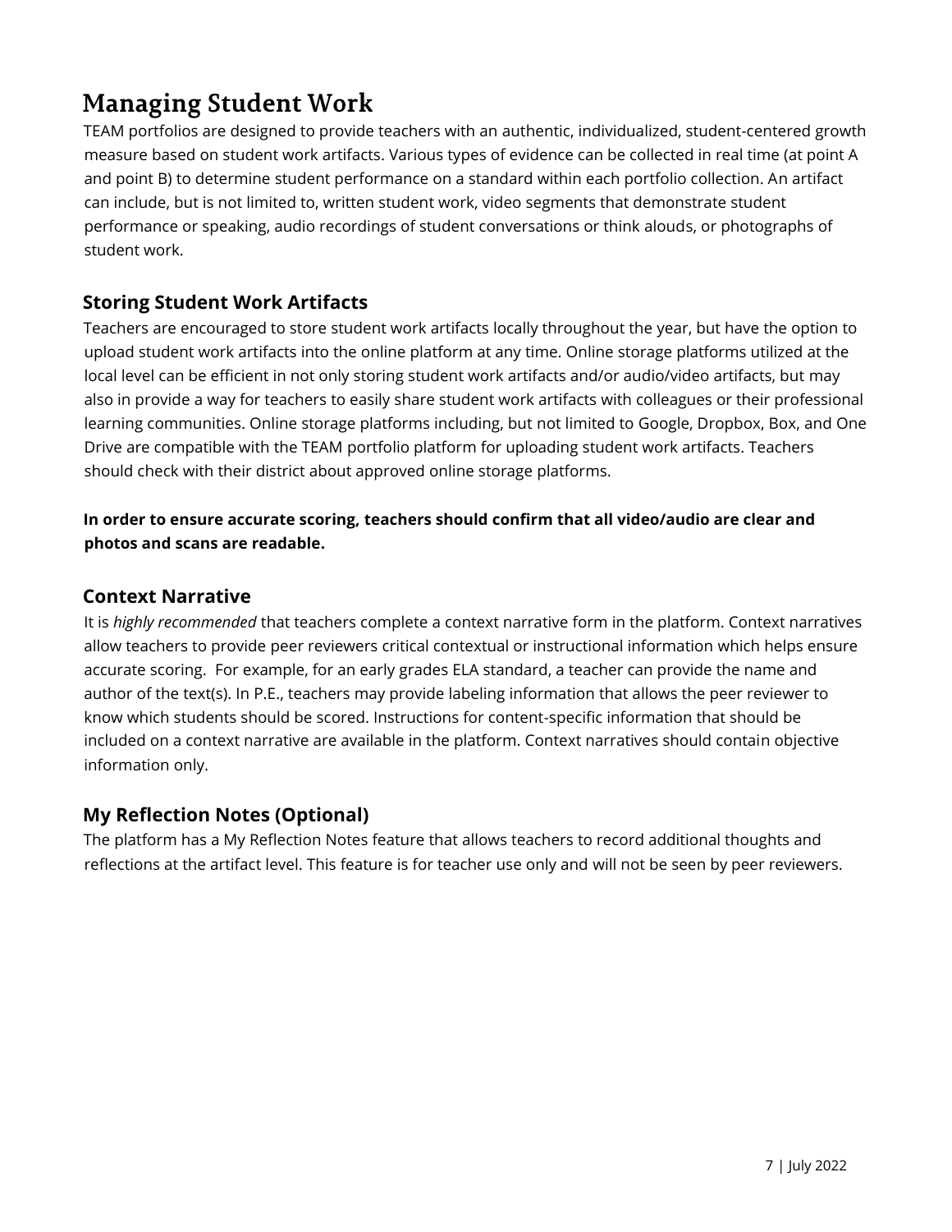# Managing Student Work

TEAM portfolios are designed to provide teachers with an authentic, individualized, student-centered growth measure based on student work artifacts. Various types of evidence can be collected in real time (at point A and point B) to determine student performance on a standard within each portfolio collection. An artifact can include, but is not limited to, written student work, video segments that demonstrate student performance or speaking, audio recordings of student conversations or think alouds, or photographs of student work.

## Storing Student Work Artifacts

Teachers are encouraged to store student work artifacts locally throughout the year, but have the option to upload student work artifacts into the online platform at any time. Online storage platforms utilized at the local level can be efficient in not only storing student work artifacts and/or audio/video artifacts, but may also in provide a way for teachers to easily share student work artifacts with colleagues or their professional learning communities. Online storage platforms including, but not limited to Google, Dropbox, Box, and One Drive are compatible with the TEAM portfolio platform for uploading student work artifacts. Teachers should check with their district about approved online storage platforms.

**In order to ensure accurate scoring, teachers should confirm that all video/audio are clear and photos and scans are readable.**

## Context Narrative

It is *highly recommended* that teachers complete a context narrative form in the platform. Context narratives allow teachers to provide peer reviewers critical contextual or instructional information which helps ensure accurate scoring. For example, for an early grades ELA standard, a teacher can provide the name and author of the text(s). In P.E., teachers may provide labeling information that allows the peer reviewer to know which students should be scored. Instructions for content-specific information that should be included on a context narrative are available in the platform. Context narratives should contain objective information only.

## My Reflection Notes (Optional)

The platform has a My Reflection Notes feature that allows teachers to record additional thoughts and reflections at the artifact level. This feature is for teacher use only and will not be seen by peer reviewers.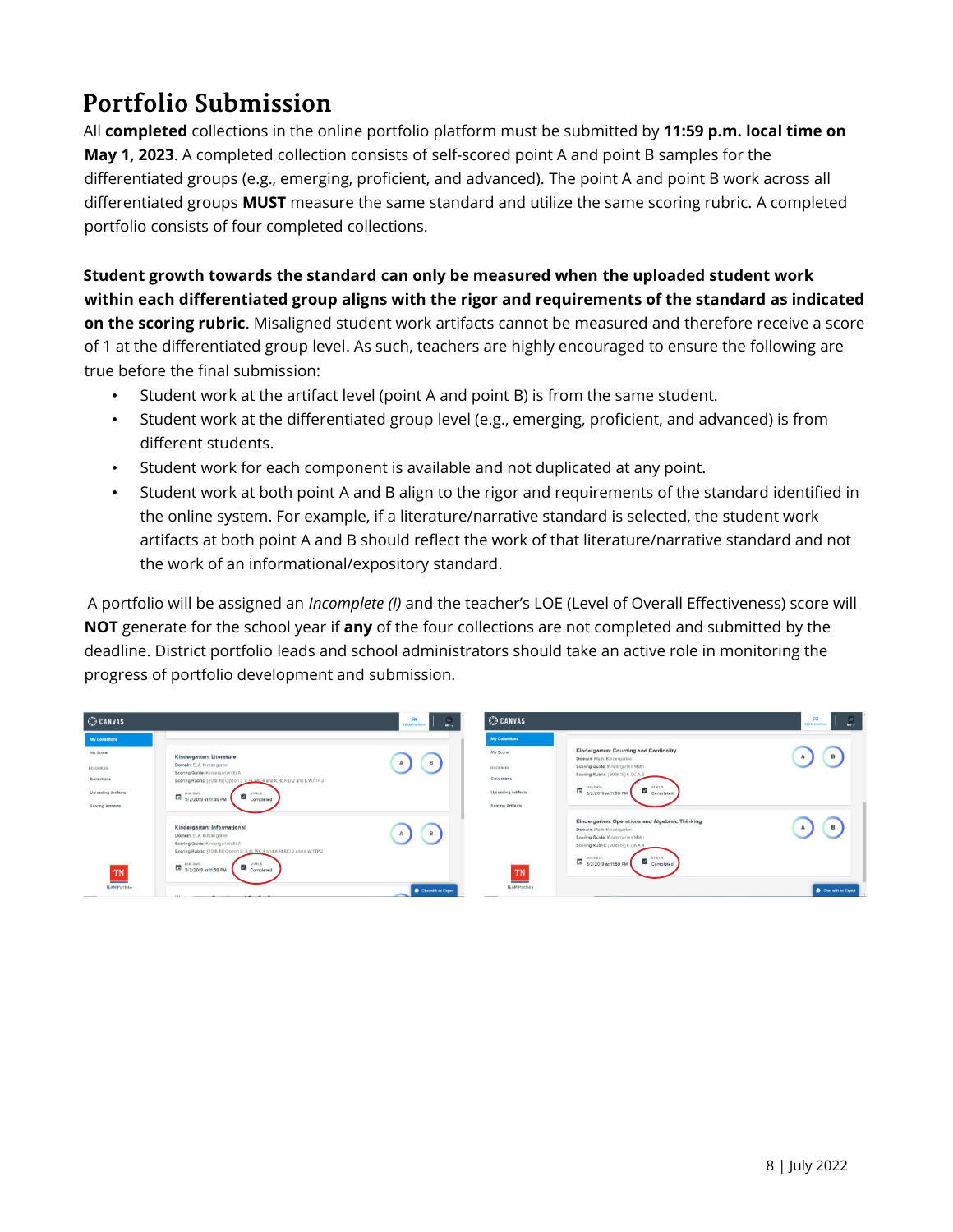# Portfolio Submission

All **completed** collections in the online portfolio platform must be submitted by **11:59 p.m. local time on May 1, 2023**. A completed collection consists of self-scored point A and point B samples for the differentiated groups (e.g., emerging, proficient, and advanced). The point A and point B work across all differentiated groups **MUST** measure the same standard and utilize the same scoring rubric. A completed portfolio consists of four completed collections.

**Student growth towards the standard can only be measured when the uploaded student work within each differentiated group aligns with the rigor and requirements of the standard as indicated on the scoring rubric**. Misaligned student work artifacts cannot be measured and therefore receive a score of 1 at the differentiated group level. As such, teachers are highly encouraged to ensure the following are true before the final submission:

- Student work at the artifact level (point A and point B) is from the same student.
- Student work at the differentiated group level (e.g., emerging, proficient, and advanced) is from different students.
- Student work for each component is available and not duplicated at any point.
- Student work at both point A and B align to the rigor and requirements of the standard identified in the online system. For example, if a literature/narrative standard is selected, the student work artifacts at both point A and B should reflect the work of that literature/narrative standard and not the work of an informational/expository standard.

A portfolio will be assigned an *Incomplete (I)* and the teacher's LOE (Level of Overall Effectiveness) score will **NOT** generate for the school year if **any** of the four collections are not completed and submitted by the deadline. District portfolio leads and school administrators should take an active role in monitoring the progress of portfolio development and submission.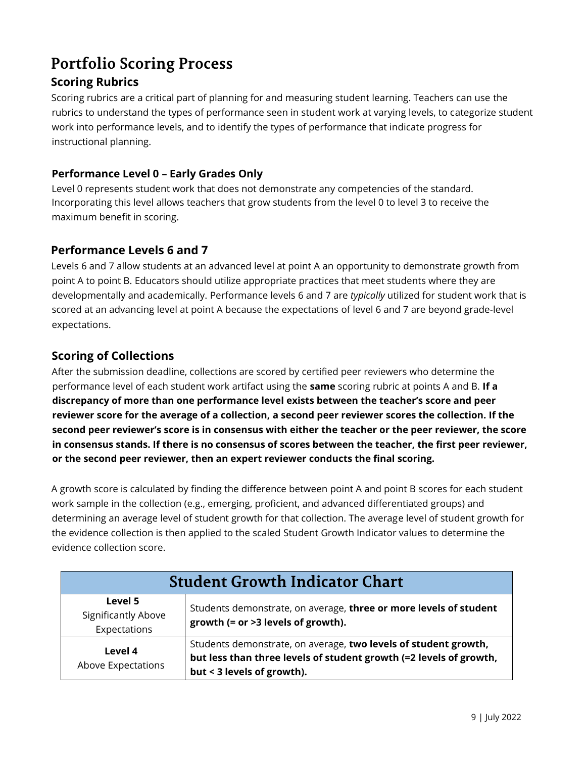# Portfolio Scoring Process

## Scoring Rubrics

Scoring rubrics are a critical part of planning for and measuring student learning. Teachers can use the rubrics to understand the types of performance seen in student work at varying levels, to categorize student work into performance levels, and to identify the types of performance that indicate progress for instructional planning.

### Performance Level 0 – Early Grades Only

Level 0 represents student work that does not demonstrate any competencies of the standard. Incorporating this level allows teachers that grow students from the level 0 to level 3 to receive the maximum benefit in scoring.

## Performance Levels 6 and 7

Levels 6 and 7 allow students at an advanced level at point A an opportunity to demonstrate growth from point A to point B. Educators should utilize appropriate practices that meet students where they are developmentally and academically. Performance levels 6 and 7 are *typically* utilized for student work that is scored at an advancing level at point A because the expectations of level 6 and 7 are beyond grade-level expectations.

## Scoring of Collections

After the submission deadline, collections are scored by certified peer reviewers who determine the performance level of each student work artifact using the **same** scoring rubric at points A and B. **If a discrepancy of more than one performance level exists between the teacher's score and peer reviewer score for the average of a collection, a second peer reviewer scores the collection. If the second peer reviewer's score is in consensus with either the teacher or the peer reviewer, the score in consensus stands. If there is no consensus of scores between the teacher, the first peer reviewer, or the second peer reviewer, then an expert reviewer conducts the final scoring.**

A growth score is calculated by finding the difference between point A and point B scores for each student work sample in the collection (e.g., emerging, proficient, and advanced differentiated groups) and determining an average level of student growth for that collection. The average level of student growth for the evidence collection is then applied to the scaled Student Growth Indicator values to determine the evidence collection score.

| Student Growth Indicator Chart | |
|---|---|
| **Level 5** Significantly Above Expectations | Students demonstrate, on average, **three or more levels of student growth (= or >3 levels of growth).** |
| **Level 4** Above Expectations | Students demonstrate, on average, **two levels of student growth, but less than three levels of student growth (=2 levels of growth, but < 3 levels of growth).** |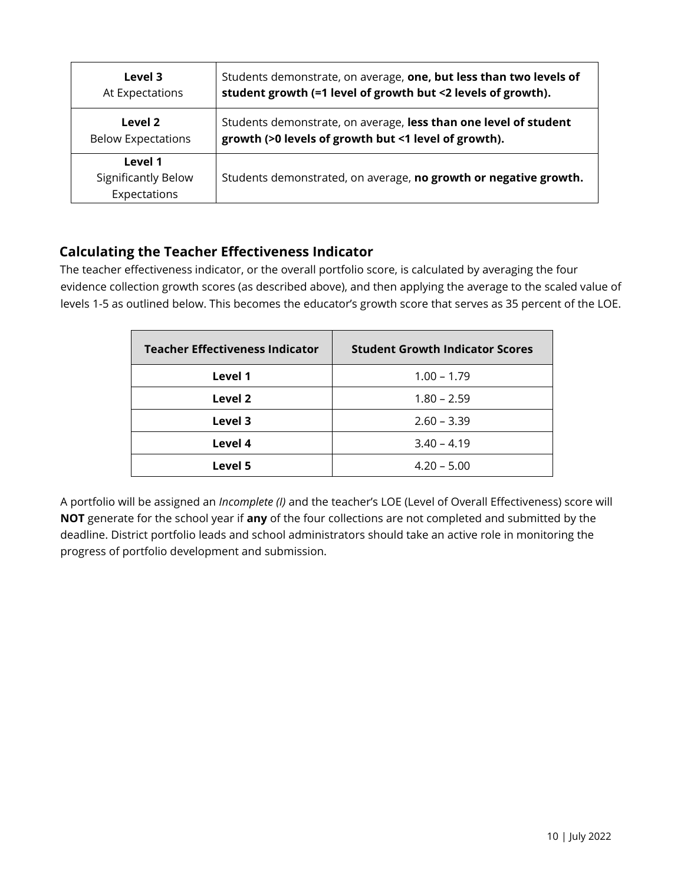| Level 3<br>At Expectations | Students demonstrate, on average, **one, but less than two levels of student growth (=1 level of growth but <2 levels of growth).** |
|---|---|
| Level 2<br>Below Expectations | Students demonstrate, on average, **less than one level of student growth (>0 levels of growth but <1 level of growth).** |
| Level 1<br>Significantly Below Expectations | Students demonstrated, on average, **no growth or negative growth.** |

## Calculating the Teacher Effectiveness Indicator

The teacher effectiveness indicator, or the overall portfolio score, is calculated by averaging the four evidence collection growth scores (as described above), and then applying the average to the scaled value of levels 1-5 as outlined below. This becomes the educator's growth score that serves as 35 percent of the LOE.

| Teacher Effectiveness Indicator | Student Growth Indicator Scores |
|---|---|
| **Level 1** | 1.00 – 1.79 |
| **Level 2** | 1.80 – 2.59 |
| **Level 3** | 2.60 – 3.39 |
| **Level 4** | 3.40 – 4.19 |
| **Level 5** | 4.20 – 5.00 |

A portfolio will be assigned an *Incomplete (I)* and the teacher's LOE (Level of Overall Effectiveness) score will **NOT** generate for the school year if **any** of the four collections are not completed and submitted by the deadline. District portfolio leads and school administrators should take an active role in monitoring the progress of portfolio development and submission.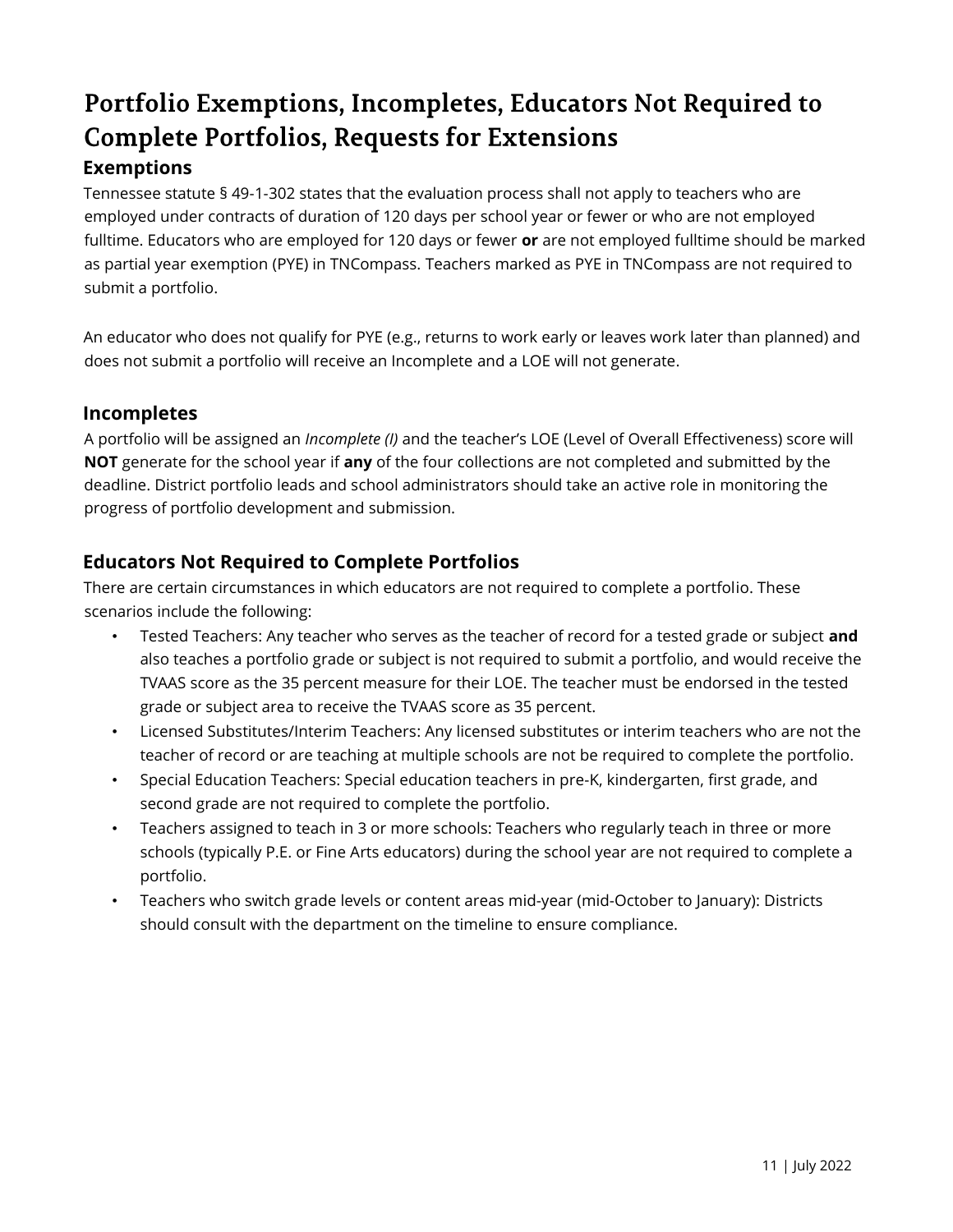# Portfolio Exemptions, Incompletes, Educators Not Required to Complete Portfolios, Requests for Extensions

## Exemptions

Tennessee statute § 49-1-302 states that the evaluation process shall not apply to teachers who are employed under contracts of duration of 120 days per school year or fewer or who are not employed fulltime. Educators who are employed for 120 days or fewer **or** are not employed fulltime should be marked as partial year exemption (PYE) in TNCompass. Teachers marked as PYE in TNCompass are not required to submit a portfolio.

An educator who does not qualify for PYE (e.g., returns to work early or leaves work later than planned) and does not submit a portfolio will receive an Incomplete and a LOE will not generate.

## Incompletes

A portfolio will be assigned an *Incomplete (I)* and the teacher's LOE (Level of Overall Effectiveness) score will **NOT** generate for the school year if **any** of the four collections are not completed and submitted by the deadline. District portfolio leads and school administrators should take an active role in monitoring the progress of portfolio development and submission.

## Educators Not Required to Complete Portfolios

There are certain circumstances in which educators are not required to complete a portfolio. These scenarios include the following:

- Tested Teachers: Any teacher who serves as the teacher of record for a tested grade or subject **and** also teaches a portfolio grade or subject is not required to submit a portfolio, and would receive the TVAAS score as the 35 percent measure for their LOE. The teacher must be endorsed in the tested grade or subject area to receive the TVAAS score as 35 percent.
- Licensed Substitutes/Interim Teachers: Any licensed substitutes or interim teachers who are not the teacher of record or are teaching at multiple schools are not be required to complete the portfolio.
- Special Education Teachers: Special education teachers in pre-K, kindergarten, first grade, and second grade are not required to complete the portfolio.
- Teachers assigned to teach in 3 or more schools: Teachers who regularly teach in three or more schools (typically P.E. or Fine Arts educators) during the school year are not required to complete a portfolio.
- Teachers who switch grade levels or content areas mid-year (mid-October to January): Districts should consult with the department on the timeline to ensure compliance.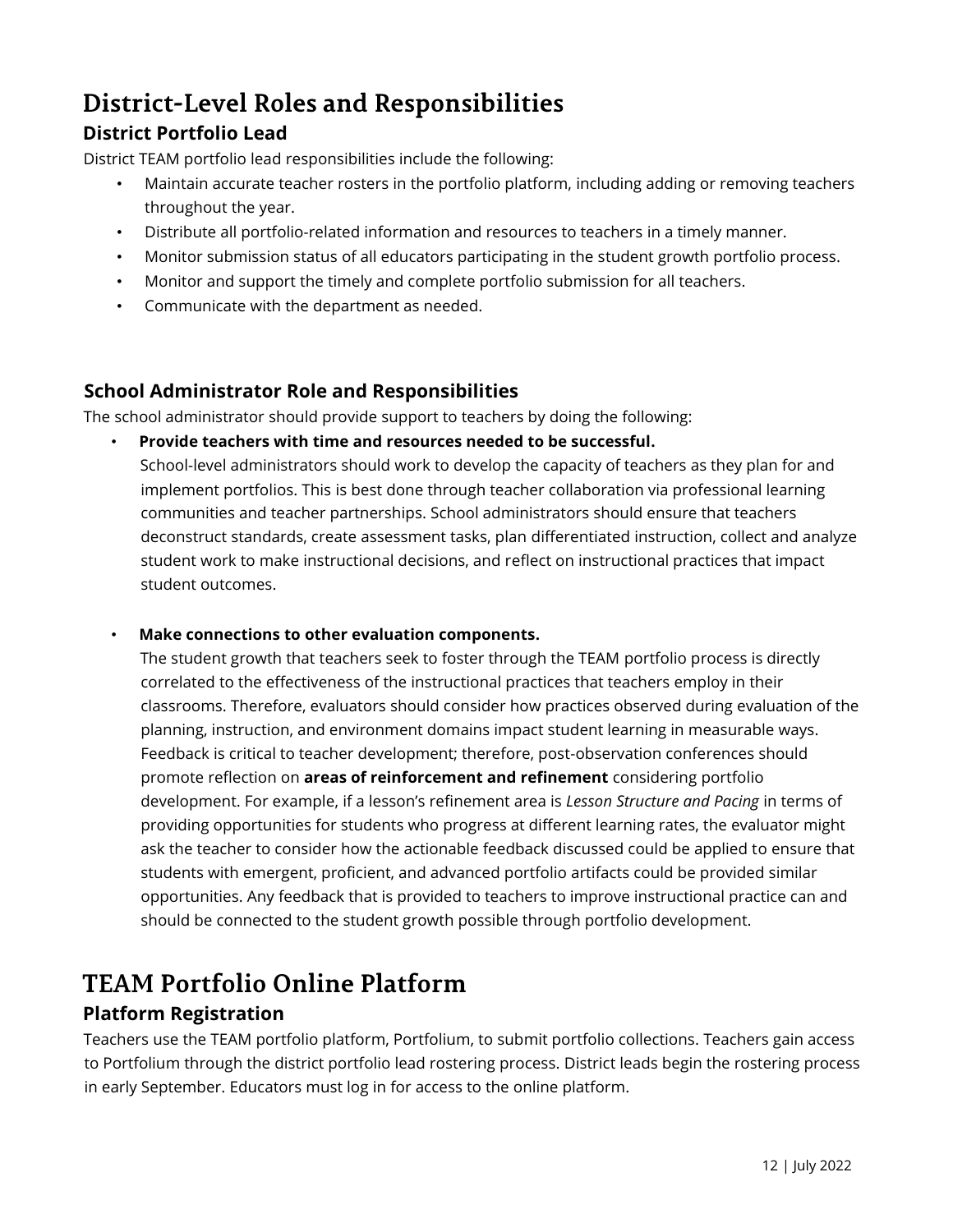# District-Level Roles and Responsibilities

## District Portfolio Lead

District TEAM portfolio lead responsibilities include the following:

- Maintain accurate teacher rosters in the portfolio platform, including adding or removing teachers throughout the year.
- Distribute all portfolio-related information and resources to teachers in a timely manner.
- Monitor submission status of all educators participating in the student growth portfolio process.
- Monitor and support the timely and complete portfolio submission for all teachers.
- Communicate with the department as needed.

## School Administrator Role and Responsibilities

The school administrator should provide support to teachers by doing the following:

- **Provide teachers with time and resources needed to be successful.**
  School-level administrators should work to develop the capacity of teachers as they plan for and implement portfolios. This is best done through teacher collaboration via professional learning communities and teacher partnerships. School administrators should ensure that teachers deconstruct standards, create assessment tasks, plan differentiated instruction, collect and analyze student work to make instructional decisions, and reflect on instructional practices that impact student outcomes.

- **Make connections to other evaluation components.**
  The student growth that teachers seek to foster through the TEAM portfolio process is directly correlated to the effectiveness of the instructional practices that teachers employ in their classrooms. Therefore, evaluators should consider how practices observed during evaluation of the planning, instruction, and environment domains impact student learning in measurable ways. Feedback is critical to teacher development; therefore, post-observation conferences should promote reflection on **areas of reinforcement and refinement** considering portfolio development. For example, if a lesson's refinement area is *Lesson Structure and Pacing* in terms of providing opportunities for students who progress at different learning rates, the evaluator might ask the teacher to consider how the actionable feedback discussed could be applied to ensure that students with emergent, proficient, and advanced portfolio artifacts could be provided similar opportunities. Any feedback that is provided to teachers to improve instructional practice can and should be connected to the student growth possible through portfolio development.

# TEAM Portfolio Online Platform

## Platform Registration

Teachers use the TEAM portfolio platform, Portfolium, to submit portfolio collections. Teachers gain access to Portfolium through the district portfolio lead rostering process. District leads begin the rostering process in early September. Educators must log in for access to the online platform.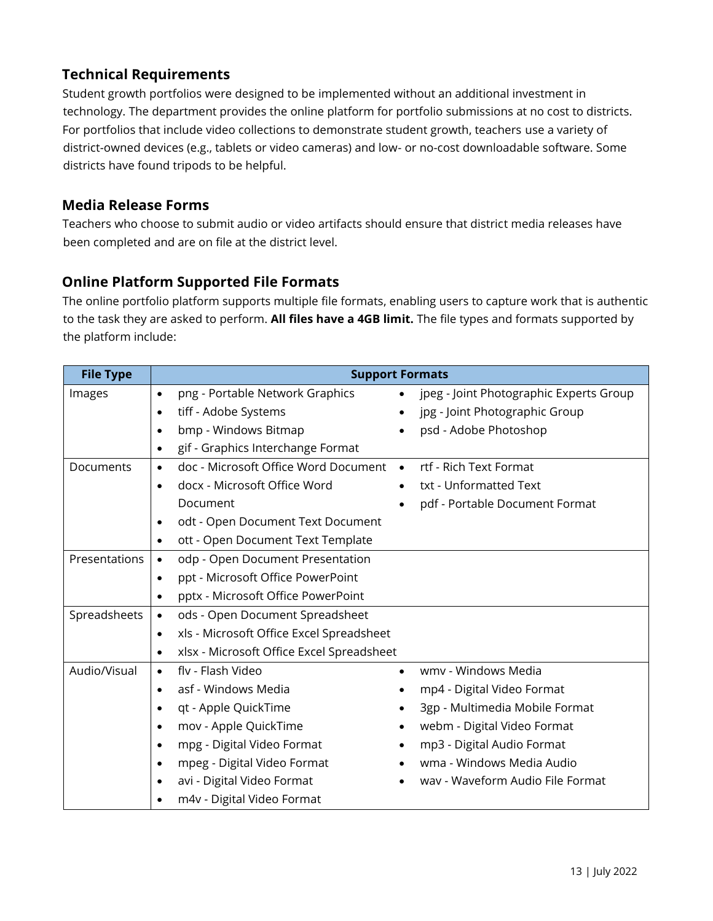## Technical Requirements

Student growth portfolios were designed to be implemented without an additional investment in technology. The department provides the online platform for portfolio submissions at no cost to districts. For portfolios that include video collections to demonstrate student growth, teachers use a variety of district-owned devices (e.g., tablets or video cameras) and low- or no-cost downloadable software. Some districts have found tripods to be helpful.

## Media Release Forms

Teachers who choose to submit audio or video artifacts should ensure that district media releases have been completed and are on file at the district level.

## Online Platform Supported File Formats

The online portfolio platform supports multiple file formats, enabling users to capture work that is authentic to the task they are asked to perform. **All files have a 4GB limit.** The file types and formats supported by the platform include:

| File Type | Support Formats |
| --- | --- |
| Images | • png - Portable Network Graphics<br>• tiff - Adobe Systems<br>• bmp - Windows Bitmap<br>• gif - Graphics Interchange Format<br>• jpeg - Joint Photographic Experts Group<br>• jpg - Joint Photographic Group<br>• psd - Adobe Photoshop |
| Documents | • doc - Microsoft Office Word Document<br>• docx - Microsoft Office Word Document<br>• odt - Open Document Text Document<br>• ott - Open Document Text Template<br>• rtf - Rich Text Format<br>• txt - Unformatted Text<br>• pdf - Portable Document Format |
| Presentations | • odp - Open Document Presentation<br>• ppt - Microsoft Office PowerPoint<br>• pptx - Microsoft Office PowerPoint |
| Spreadsheets | • ods - Open Document Spreadsheet<br>• xls - Microsoft Office Excel Spreadsheet<br>• xlsx - Microsoft Office Excel Spreadsheet |
| Audio/Visual | • flv - Flash Video<br>• asf - Windows Media<br>• qt - Apple QuickTime<br>• mov - Apple QuickTime<br>• mpg - Digital Video Format<br>• mpeg - Digital Video Format<br>• avi - Digital Video Format<br>• m4v - Digital Video Format<br>• wmv - Windows Media<br>• mp4 - Digital Video Format<br>• 3gp - Multimedia Mobile Format<br>• webm - Digital Video Format<br>• mp3 - Digital Audio Format<br>• wma - Windows Media Audio<br>• wav - Waveform Audio File Format |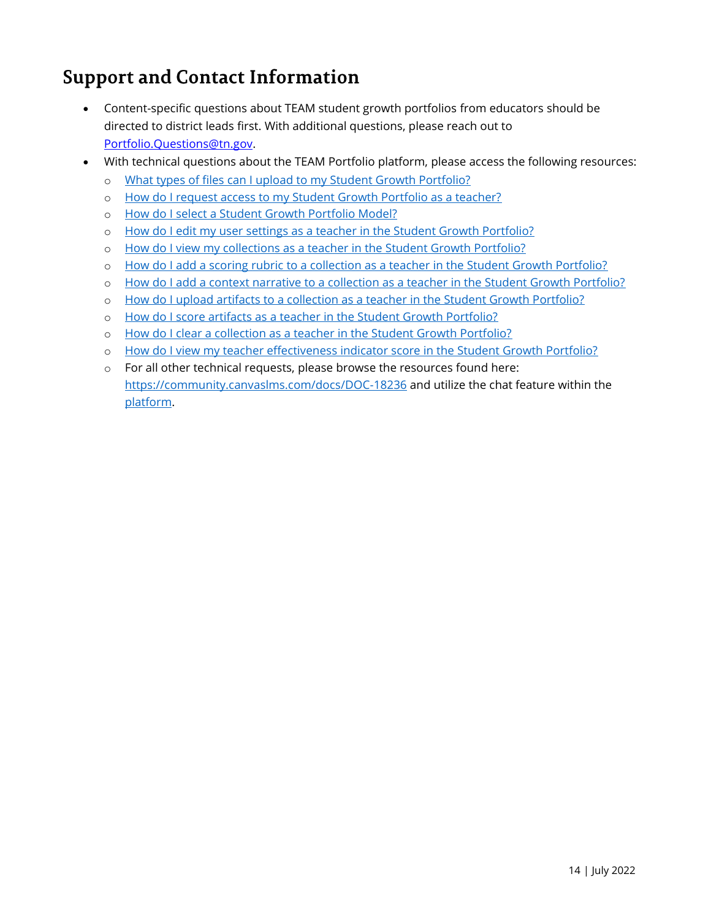## Support and Contact Information

- Content-specific questions about TEAM student growth portfolios from educators should be directed to district leads first. With additional questions, please reach out to Portfolio.Questions@tn.gov.
- With technical questions about the TEAM Portfolio platform, please access the following resources:
  - What types of files can I upload to my Student Growth Portfolio?
  - How do I request access to my Student Growth Portfolio as a teacher?
  - How do I select a Student Growth Portfolio Model?
  - How do I edit my user settings as a teacher in the Student Growth Portfolio?
  - How do I view my collections as a teacher in the Student Growth Portfolio?
  - How do I add a scoring rubric to a collection as a teacher in the Student Growth Portfolio?
  - How do I add a context narrative to a collection as a teacher in the Student Growth Portfolio?
  - How do I upload artifacts to a collection as a teacher in the Student Growth Portfolio?
  - How do I score artifacts as a teacher in the Student Growth Portfolio?
  - How do I clear a collection as a teacher in the Student Growth Portfolio?
  - How do I view my teacher effectiveness indicator score in the Student Growth Portfolio?
  - For all other technical requests, please browse the resources found here: https://community.canvaslms.com/docs/DOC-18236 and utilize the chat feature within the platform.